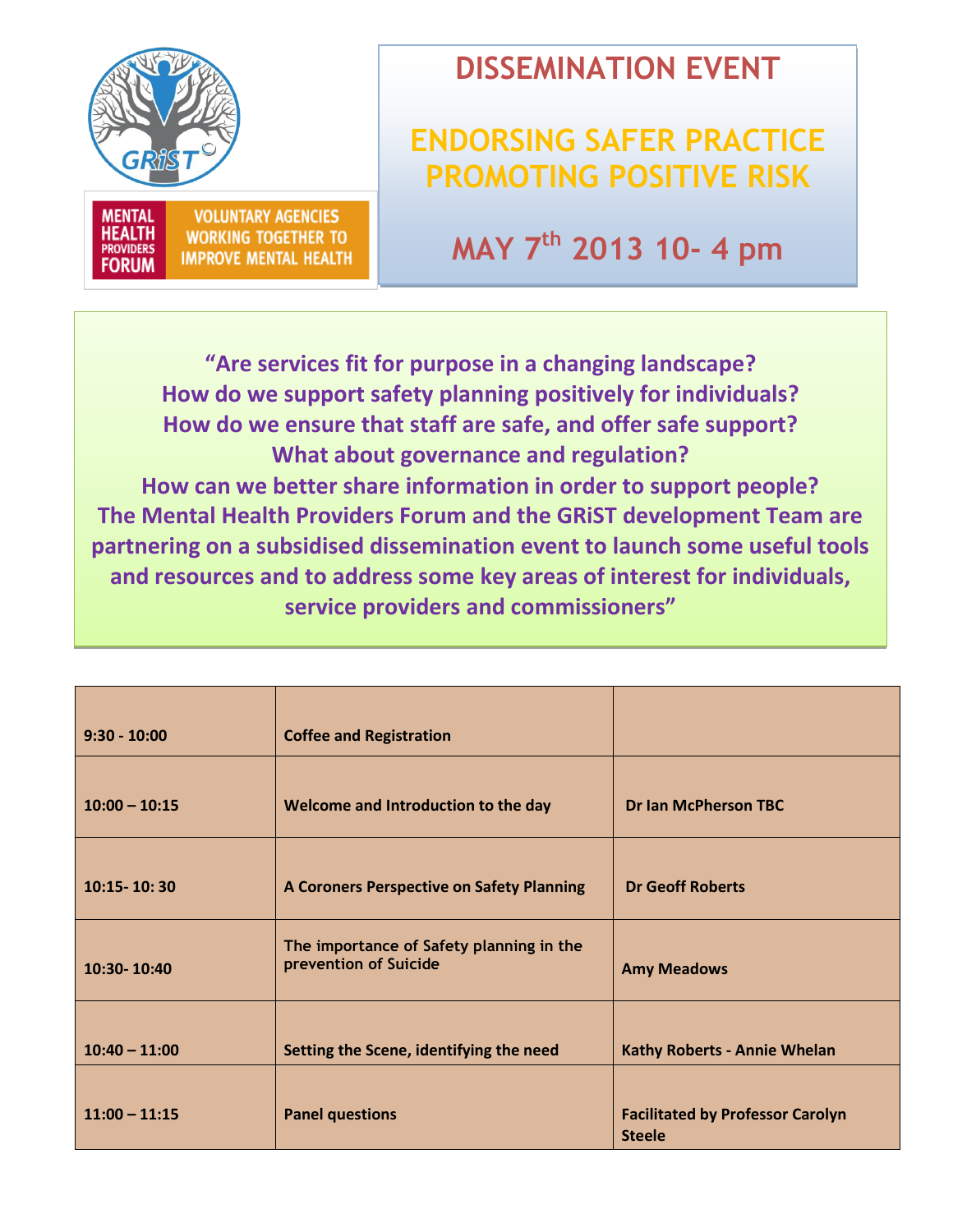MENTAL HEALTH PROVIDERS FORUM — VOLUNTARY AGENCIES WORKING TOGETHER TO IMPROVE MENTAL HEALTH

# DISSEMINATION EVENT

## ENDORSING SAFER PRACTICE PROMOTING POSITIVE RISK

## MAY 7th 2013 10- 4 pm

**"Are services fit for purpose in a changing landscape?**
**How do we support safety planning positively for individuals?**
**How do we ensure that staff are safe, and offer safe support?**
**What about governance and regulation?**
**How can we better share information in order to support people?**
**The Mental Health Providers Forum and the GRiST development Team are partnering on a subsidised dissemination event to launch some useful tools and resources and to address some key areas of interest for individuals, service providers and commissioners"**

| | | |
|---|---|---|
| **9:30 - 10:00** | **Coffee and Registration** | |
| **10:00 – 10:15** | **Welcome and Introduction to the day** | **Dr Ian McPherson TBC** |
| **10:15- 10: 30** | **A Coroners Perspective on Safety Planning** | **Dr Geoff Roberts** |
| **10:30- 10:40** | The importance of Safety planning in the prevention of Suicide | **Amy Meadows** |
| **10:40 – 11:00** | **Setting the Scene, identifying the need** | **Kathy Roberts - Annie Whelan** |
| **11:00 – 11:15** | **Panel questions** | **Facilitated by Professor Carolyn Steele** |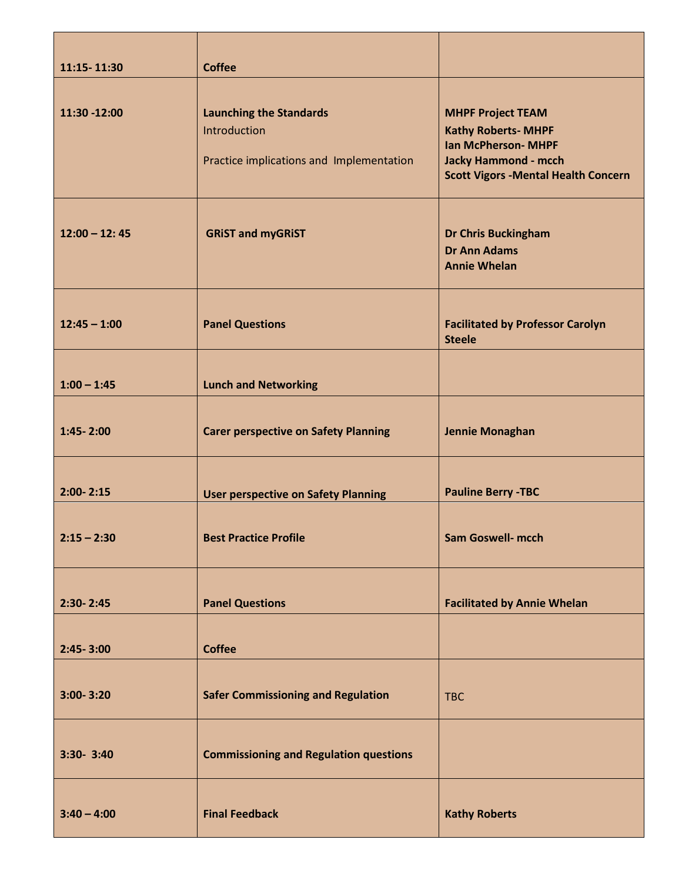| 11:15- 11:30 | **Coffee** | |
|---|---|---|
| **11:30 -12:00** | **Launching the Standards**<br>Introduction<br><br>Practice implications and Implementation | **MHPF Project TEAM**<br>**Kathy Roberts- MHPF**<br>**Ian McPherson- MHPF**<br>**Jacky Hammond - mcch**<br>**Scott Vigors -Mental Health Concern** |
| **12:00 – 12: 45** | **GRiST and myGRiST** | **Dr Chris Buckingham**<br>**Dr Ann Adams**<br>**Annie Whelan** |
| **12:45 – 1:00** | **Panel Questions** | **Facilitated by Professor Carolyn Steele** |
| **1:00 – 1:45** | **Lunch and Networking** | |
| **1:45- 2:00** | **Carer perspective on Safety Planning** | **Jennie Monaghan** |
| **2:00- 2:15** | **User perspective on Safety Planning** | **Pauline Berry -TBC** |
| **2:15 – 2:30** | **Best Practice Profile** | **Sam Goswell- mcch** |
| **2:30- 2:45** | **Panel Questions** | **Facilitated by Annie Whelan** |
| **2:45- 3:00** | **Coffee** | |
| **3:00- 3:20** | **Safer Commissioning and Regulation** | TBC |
| **3:30- 3:40** | **Commissioning and Regulation questions** | |
| **3:40 – 4:00** | **Final Feedback** | **Kathy Roberts** |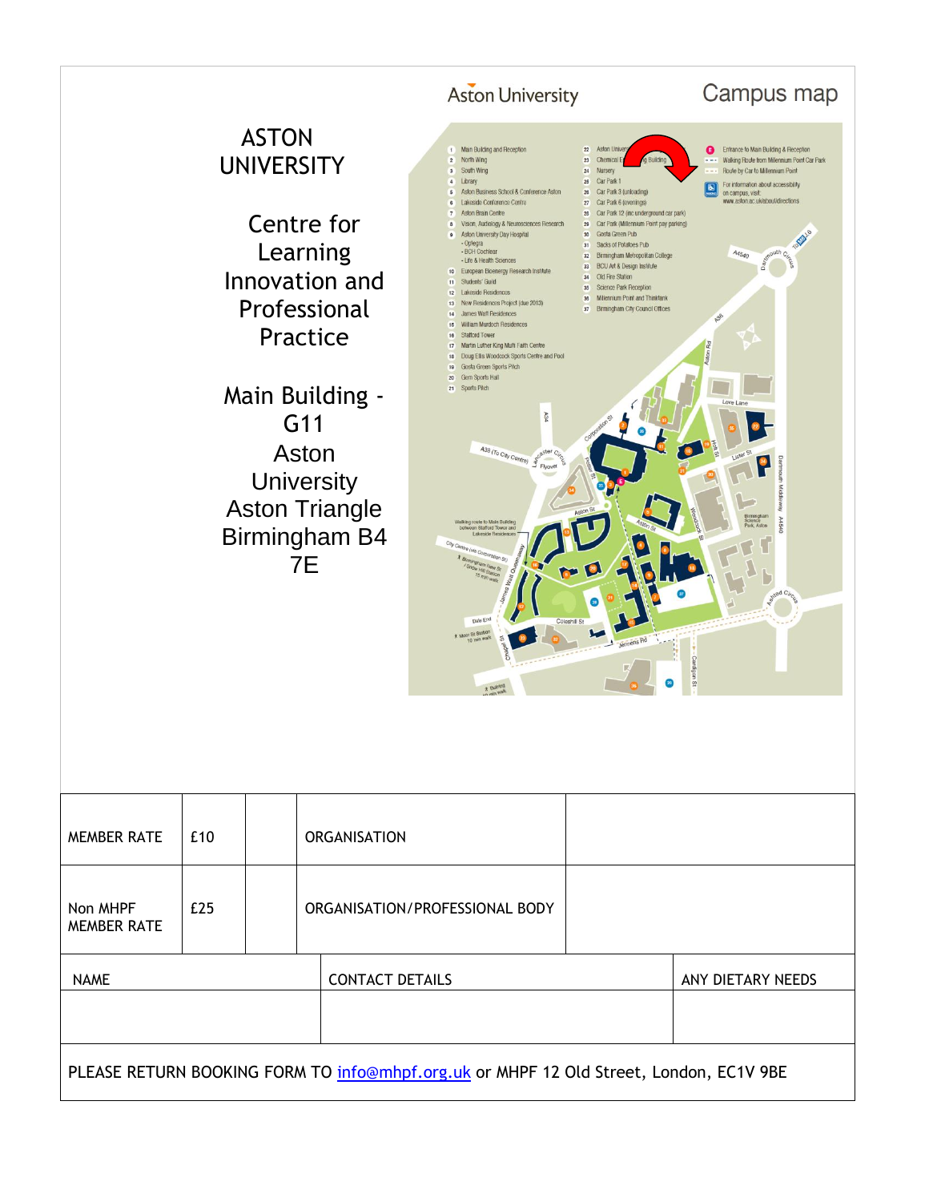# ASTON UNIVERSITY

Centre for Learning Innovation and Professional Practice

Main Building - G11
Aston University
Aston Triangle
Birmingham B4 7E

Aston University

Campus map

| | | | | |
|---|---|---|---|---|
| MEMBER RATE | £10 | | ORGANISATION | |
| Non MHPF MEMBER RATE | £25 | | ORGANISATION/PROFESSIONAL BODY | |

| NAME | CONTACT DETAILS | ANY DIETARY NEEDS |
|---|---|---|
| | | |

PLEASE RETURN BOOKING FORM TO info@mhpf.org.uk or MHPF 12 Old Street, London, EC1V 9BE